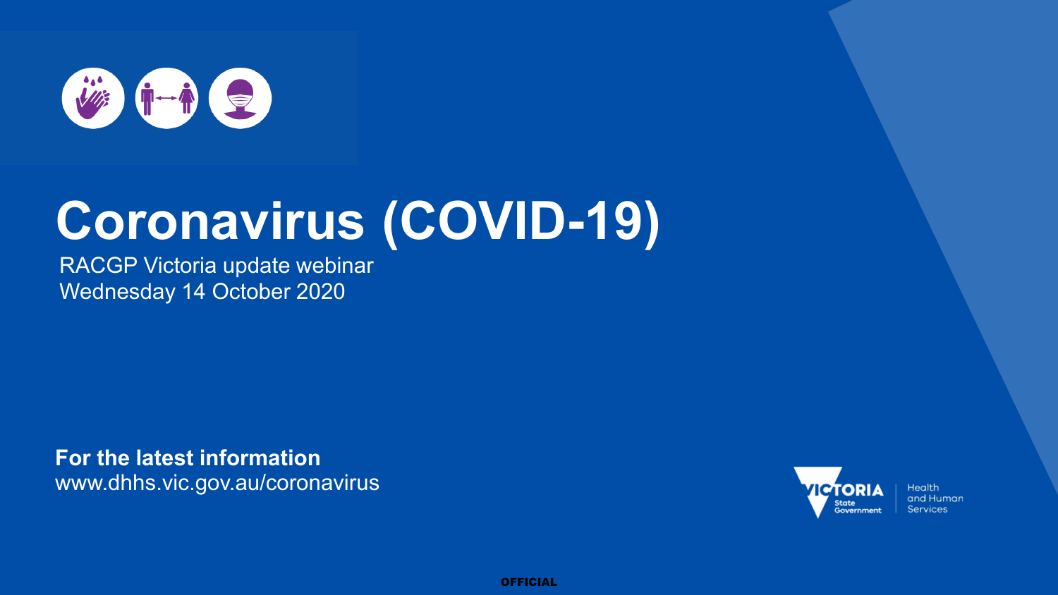# Coronavirus (COVID-19)

RACGP Victoria update webinar
Wednesday 14 October 2020

**For the latest information**
www.dhhs.vic.gov.au/coronavirus

VICTORIA State Government | Health and Human Services

OFFICIAL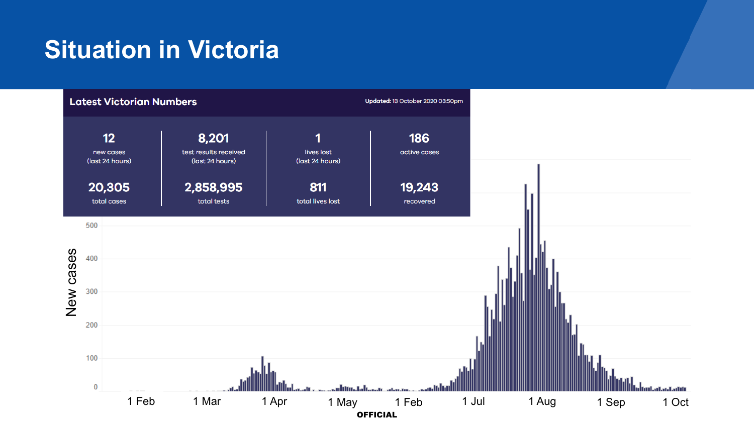# Situation in Victoria

## Latest Victorian Numbers

**Updated:** 13 October 2020 03:50pm

| 12 | 8,201 | 1 | 186 |
|---|---|---|---|
| new cases (last 24 hours) | test results received (last 24 hours) | lives lost (last 24 hours) | active cases |
| **20,305** | **2,858,995** | **811** | **19,243** |
| total cases | total tests | total lives lost | recovered |

New cases

500
400
300
200
100
0

1 Feb 1 Mar 1 Apr 1 May 1 Feb 1 Jul 1 Aug 1 Sep 1 Oct

**OFFICIAL**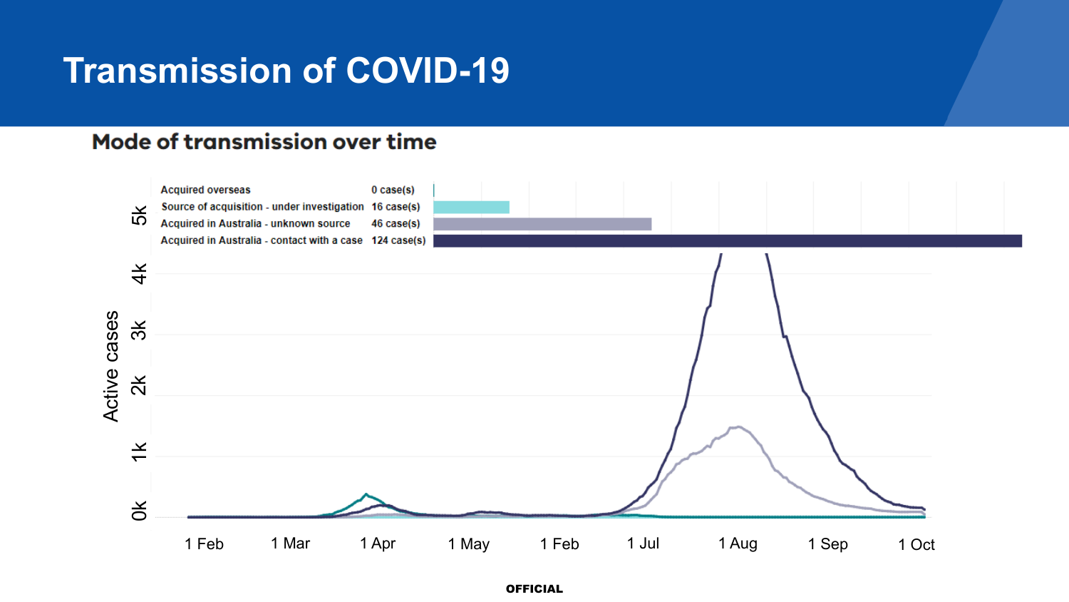# Transmission of COVID-19

## Mode of transmission over time

| Mode of transmission | Cases |
| --- | --- |
| Acquired overseas | 0 case(s) |
| Source of acquisition - under investigation | 16 case(s) |
| Acquired in Australia - unknown source | 46 case(s) |
| Acquired in Australia - contact with a case | 124 case(s) |

Active cases: 0k, 1k, 2k, 3k, 4k, 5k

1 Feb, 1 Mar, 1 Apr, 1 May, 1 Feb, 1 Jul, 1 Aug, 1 Sep, 1 Oct

OFFICIAL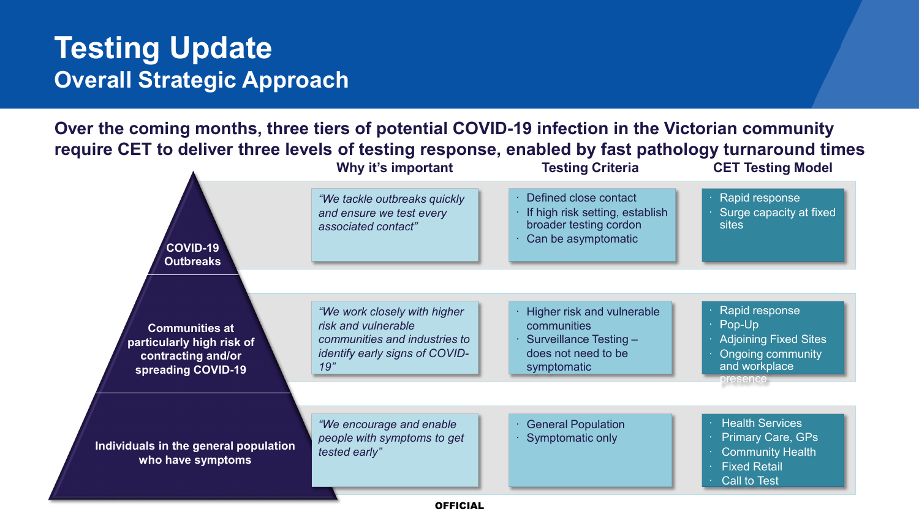# Testing Update
## Overall Strategic Approach

**Over the coming months, three tiers of potential COVID-19 infection in the Victorian community require CET to deliver three levels of testing response, enabled by fast pathology turnaround times**

| Tier | Why it's important | Testing Criteria | CET Testing Model |
| --- | --- | --- | --- |
| **COVID-19 Outbreaks** | *"We tackle outbreaks quickly and ensure we test every associated contact"* | · Defined close contact<br>· If high risk setting, establish broader testing cordon<br>· Can be asymptomatic | · Rapid response<br>· Surge capacity at fixed sites |
| **Communities at particularly high risk of contracting and/or spreading COVID-19** | *"We work closely with higher risk and vulnerable communities and industries to identify early signs of COVID-19"* | · Higher risk and vulnerable communities<br>· Surveillance Testing – does not need to be symptomatic | · Rapid response<br>· Pop-Up<br>· Adjoining Fixed Sites<br>· Ongoing community and workplace presence |
| **Individuals in the general population who have symptoms** | *"We encourage and enable people with symptoms to get tested early"* | · General Population<br>· Symptomatic only | · Health Services<br>· Primary Care, GPs<br>· Community Health<br>· Fixed Retail<br>· Call to Test |

**OFFICIAL**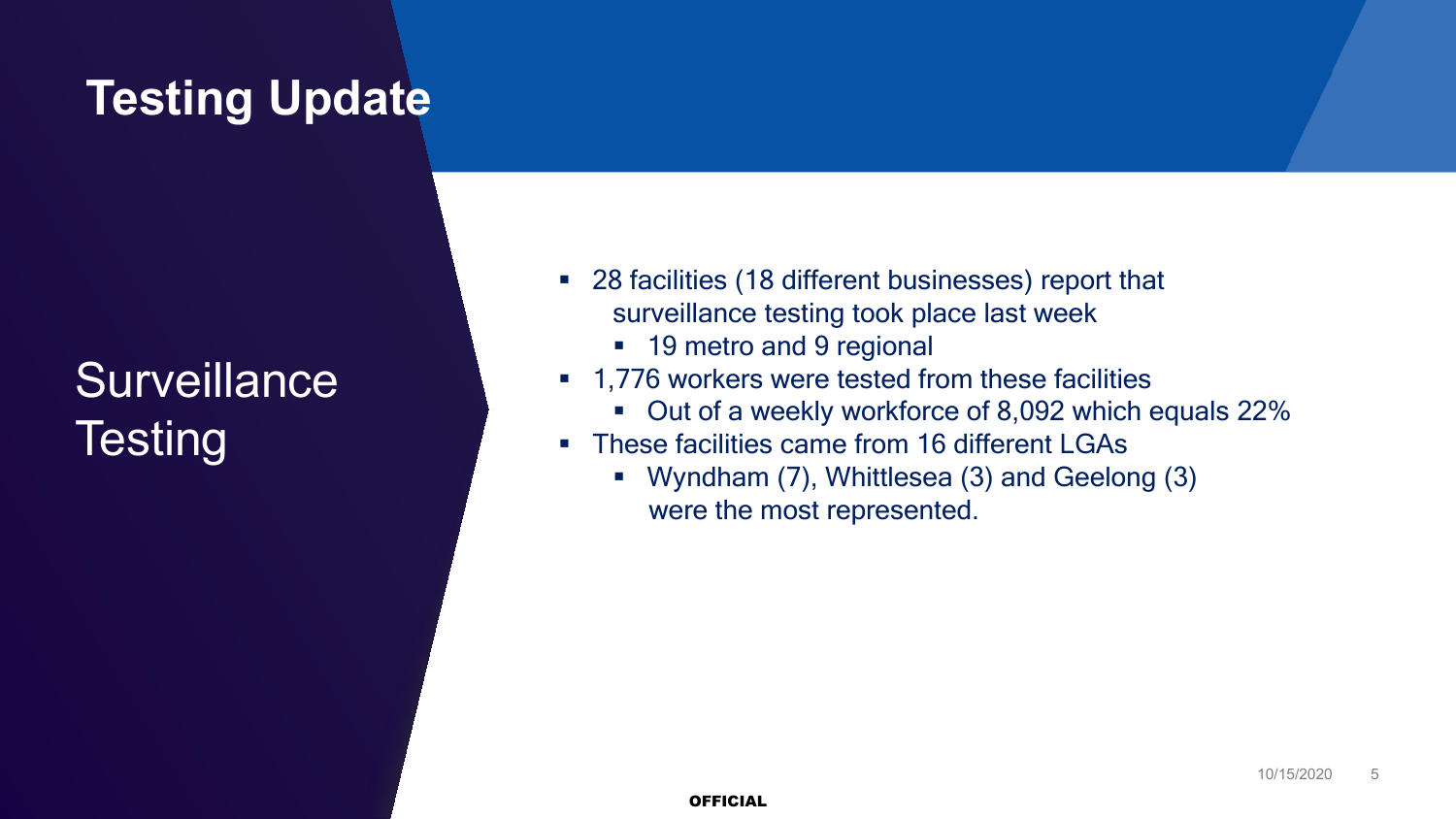# Testing Update

## Surveillance Testing

- 28 facilities (18 different businesses) report that surveillance testing took place last week
  - 19 metro and 9 regional
- 1,776 workers were tested from these facilities
  - Out of a weekly workforce of 8,092 which equals 22%
- These facilities came from 16 different LGAs
  - Wyndham (7), Whittlesea (3) and Geelong (3) were the most represented.

OFFICIAL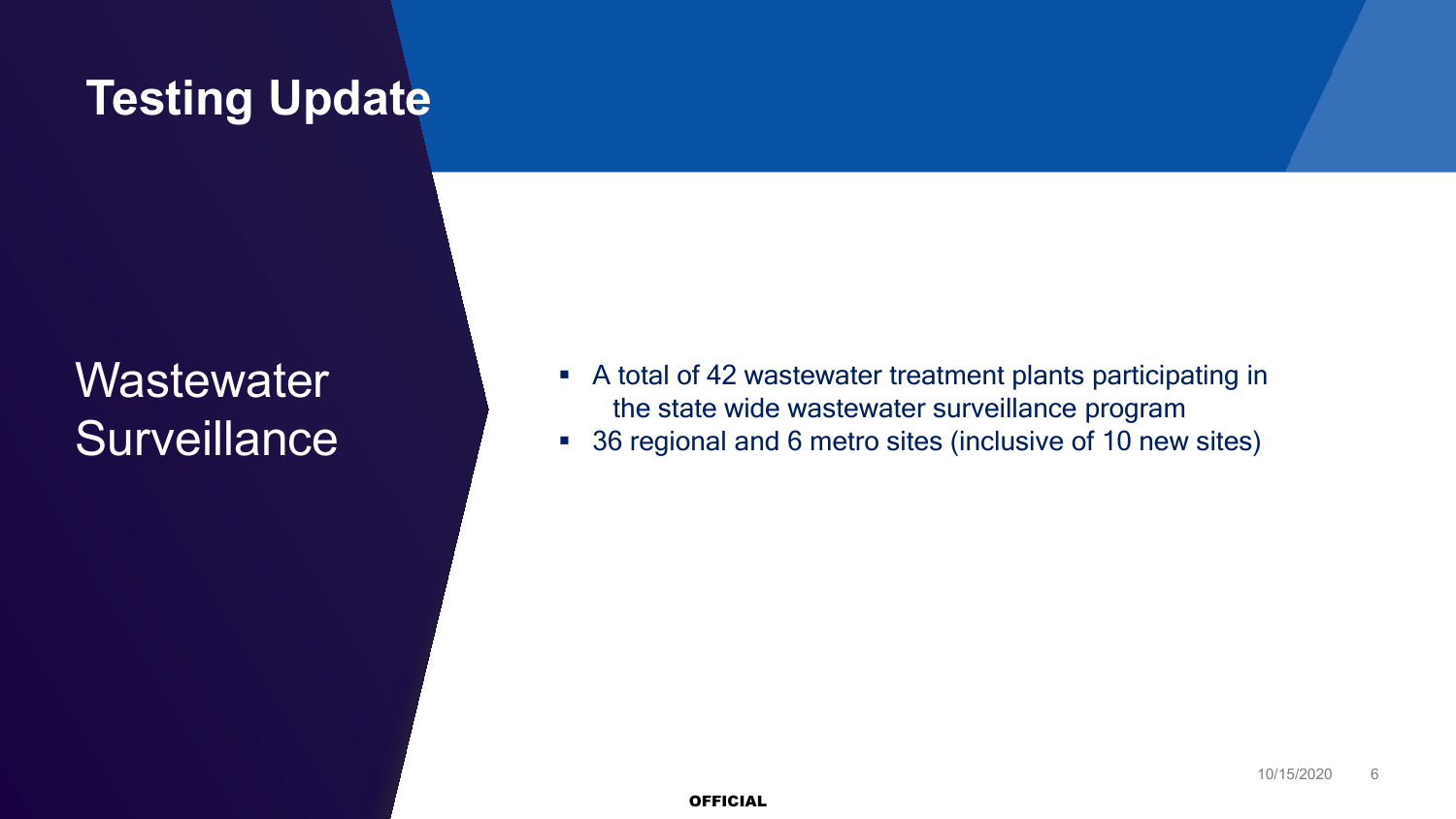# Testing Update

## Wastewater Surveillance

- A total of 42 wastewater treatment plants participating in the state wide wastewater surveillance program
- 36 regional and 6 metro sites (inclusive of 10 new sites)

OFFICIAL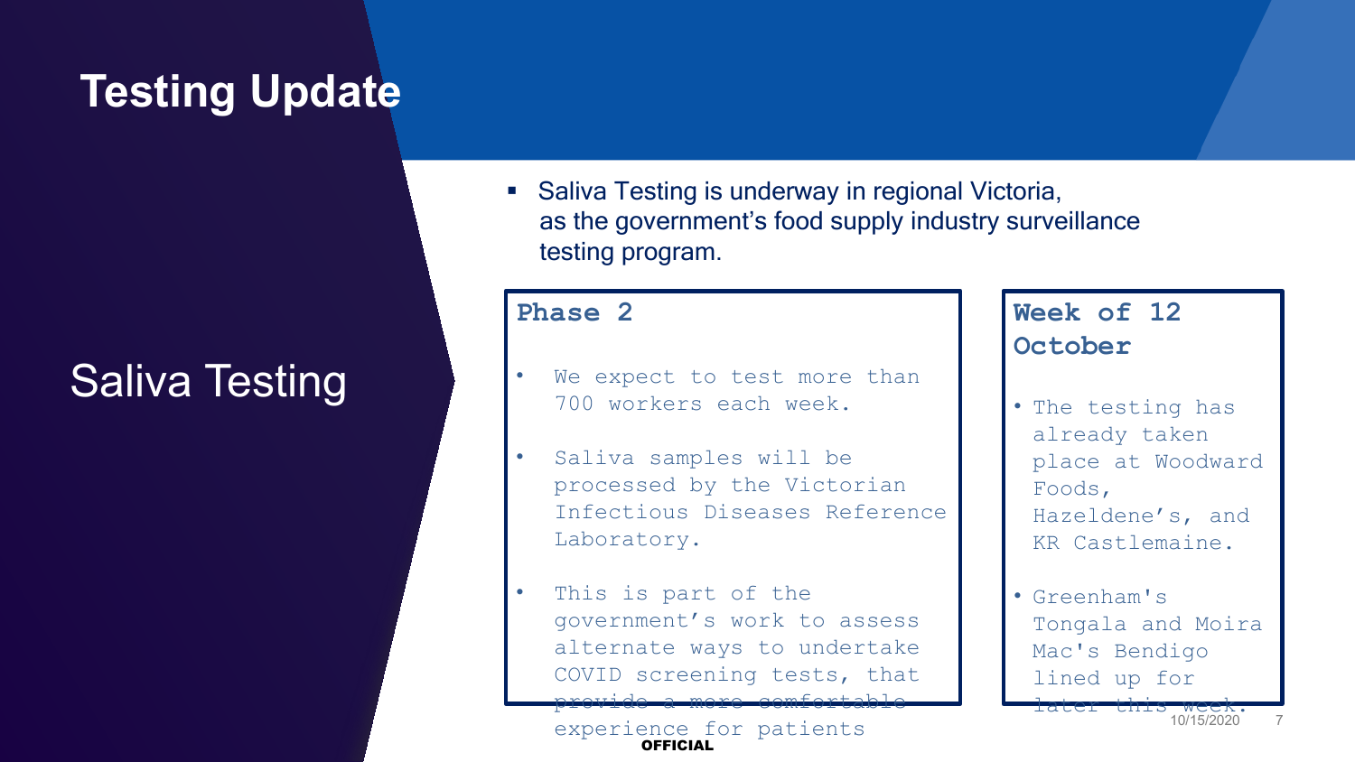# Testing Update

## Saliva Testing

- Saliva Testing is underway in regional Victoria, as the government's food supply industry surveillance testing program.

### Phase 2

- We expect to test more than 700 workers each week.
- Saliva samples will be processed by the Victorian Infectious Diseases Reference Laboratory.
- This is part of the government's work to assess alternate ways to undertake COVID screening tests, that provide a more comfortable experience for patients

### Week of 12 October

- The testing has already taken place at Woodward Foods, Hazeldene's, and KR Castlemaine.
- Greenham's Tongala and Moira Mac's Bendigo lined up for later this week.

OFFICIAL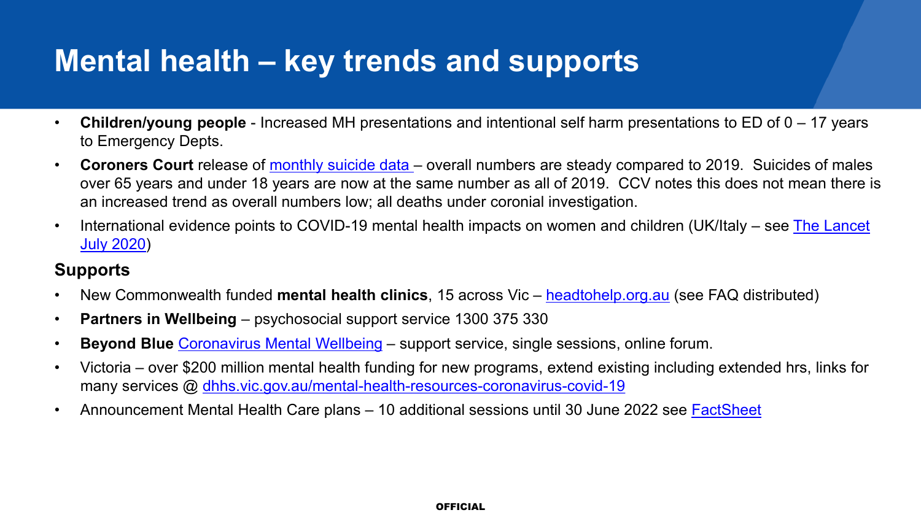# Mental health – key trends and supports

- **Children/young people** - Increased MH presentations and intentional self harm presentations to ED of 0 – 17 years to Emergency Depts.
- **Coroners Court** release of monthly suicide data – overall numbers are steady compared to 2019. Suicides of males over 65 years and under 18 years are now at the same number as all of 2019. CCV notes this does not mean there is an increased trend as overall numbers low; all deaths under coronial investigation.
- International evidence points to COVID-19 mental health impacts on women and children (UK/Italy – see The Lancet July 2020)

## Supports

- New Commonwealth funded **mental health clinics**, 15 across Vic – headtohelp.org.au (see FAQ distributed)
- **Partners in Wellbeing** – psychosocial support service 1300 375 330
- **Beyond Blue** Coronavirus Mental Wellbeing – support service, single sessions, online forum.
- Victoria – over $200 million mental health funding for new programs, extend existing including extended hrs, links for many services @ dhhs.vic.gov.au/mental-health-resources-coronavirus-covid-19
- Announcement Mental Health Care plans – 10 additional sessions until 30 June 2022 see FactSheet

OFFICIAL